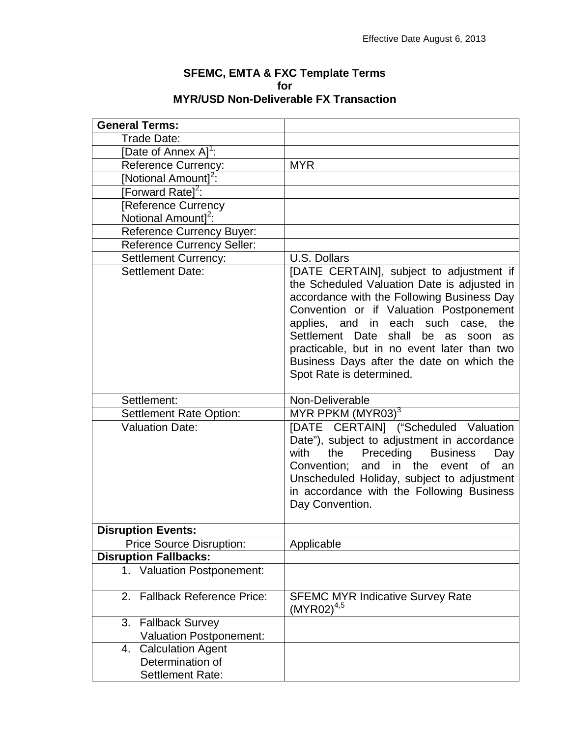Effective Date August 6, 2013

**SFEMC, EMTA & FXC Template Terms**
**for**
**MYR/USD Non-Deliverable FX Transaction**

| **General Terms:** | |
|---|---|
| Trade Date: | |
| [Date of Annex A][1]: | |
| Reference Currency: | MYR |
| [Notional Amount][2]: | |
| [Forward Rate][2]: | |
| [Reference Currency Notional Amount][2]: | |
| Reference Currency Buyer: | |
| Reference Currency Seller: | |
| Settlement Currency: | U.S. Dollars |
| Settlement Date: | [DATE CERTAIN], subject to adjustment if the Scheduled Valuation Date is adjusted in accordance with the Following Business Day Convention or if Valuation Postponement applies, and in each such case, the Settlement Date shall be as soon as practicable, but in no event later than two Business Days after the date on which the Spot Rate is determined. |
| Settlement: | Non-Deliverable |
| Settlement Rate Option: | MYR PPKM (MYR03)[3] |
| Valuation Date: | [DATE CERTAIN] ("Scheduled Valuation Date"), subject to adjustment in accordance with the Preceding Business Day Convention; and in the event of an Unscheduled Holiday, subject to adjustment in accordance with the Following Business Day Convention. |
| **Disruption Events:** | |
| Price Source Disruption: | Applicable |
| **Disruption Fallbacks:** | |
| 1. Valuation Postponement: | |
| 2. Fallback Reference Price: | SFEMC MYR Indicative Survey Rate (MYR02)[4,5] |
| 3. Fallback Survey Valuation Postponement: | |
| 4. Calculation Agent Determination of Settlement Rate: | |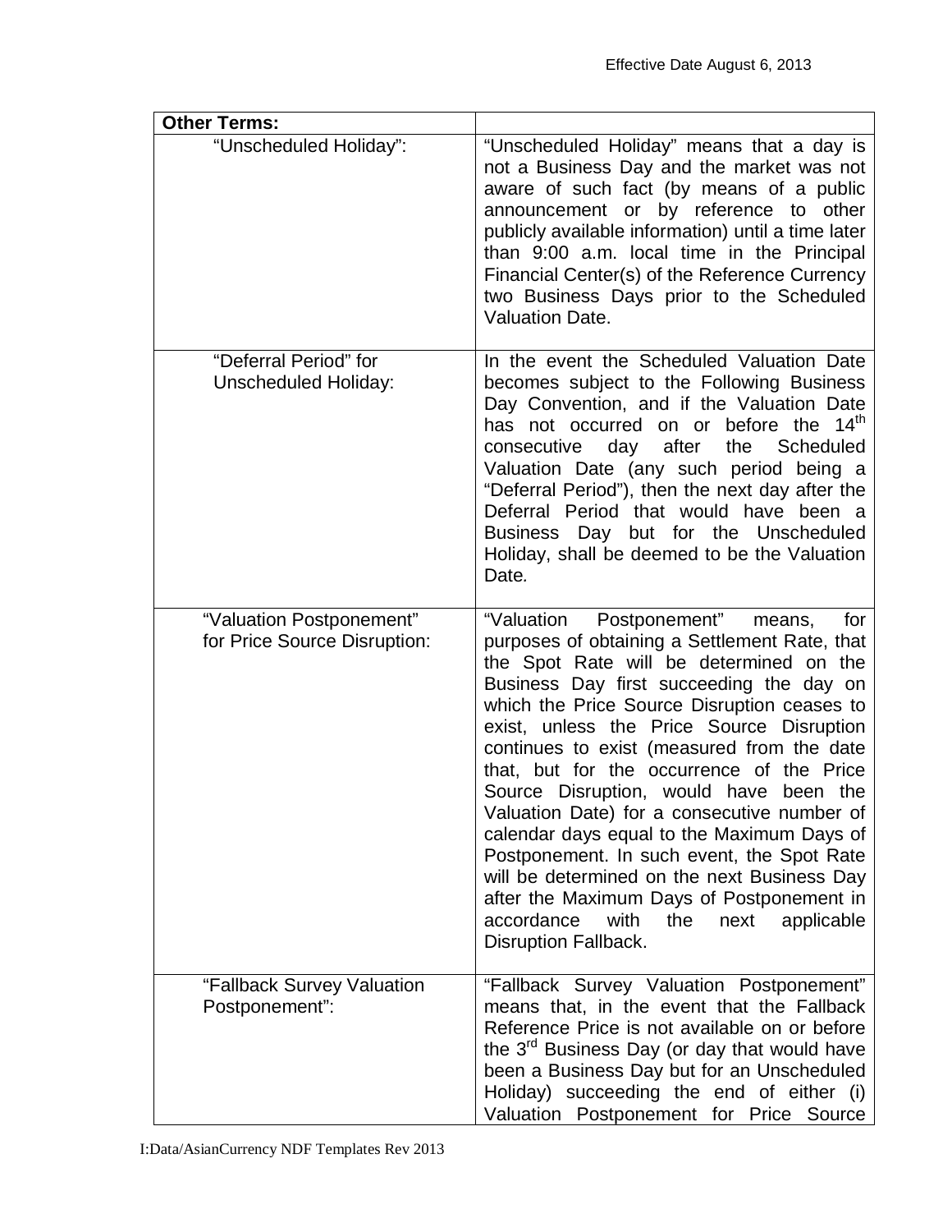| Other Terms: | |
|---|---|
| "Unscheduled Holiday": | "Unscheduled Holiday" means that a day is not a Business Day and the market was not aware of such fact (by means of a public announcement or by reference to other publicly available information) until a time later than 9:00 a.m. local time in the Principal Financial Center(s) of the Reference Currency two Business Days prior to the Scheduled Valuation Date. |
| "Deferral Period" for Unscheduled Holiday: | In the event the Scheduled Valuation Date becomes subject to the Following Business Day Convention, and if the Valuation Date has not occurred on or before the 14th consecutive day after the Scheduled Valuation Date (any such period being a "Deferral Period"), then the next day after the Deferral Period that would have been a Business Day but for the Unscheduled Holiday, shall be deemed to be the Valuation Date. |
| "Valuation Postponement" for Price Source Disruption: | "Valuation Postponement" means, for purposes of obtaining a Settlement Rate, that the Spot Rate will be determined on the Business Day first succeeding the day on which the Price Source Disruption ceases to exist, unless the Price Source Disruption continues to exist (measured from the date that, but for the occurrence of the Price Source Disruption, would have been the Valuation Date) for a consecutive number of calendar days equal to the Maximum Days of Postponement. In such event, the Spot Rate will be determined on the next Business Day after the Maximum Days of Postponement in accordance with the next applicable Disruption Fallback. |
| "Fallback Survey Valuation Postponement": | "Fallback Survey Valuation Postponement" means that, in the event that the Fallback Reference Price is not available on or before the 3rd Business Day (or day that would have been a Business Day but for an Unscheduled Holiday) succeeding the end of either (i) Valuation Postponement for Price Source |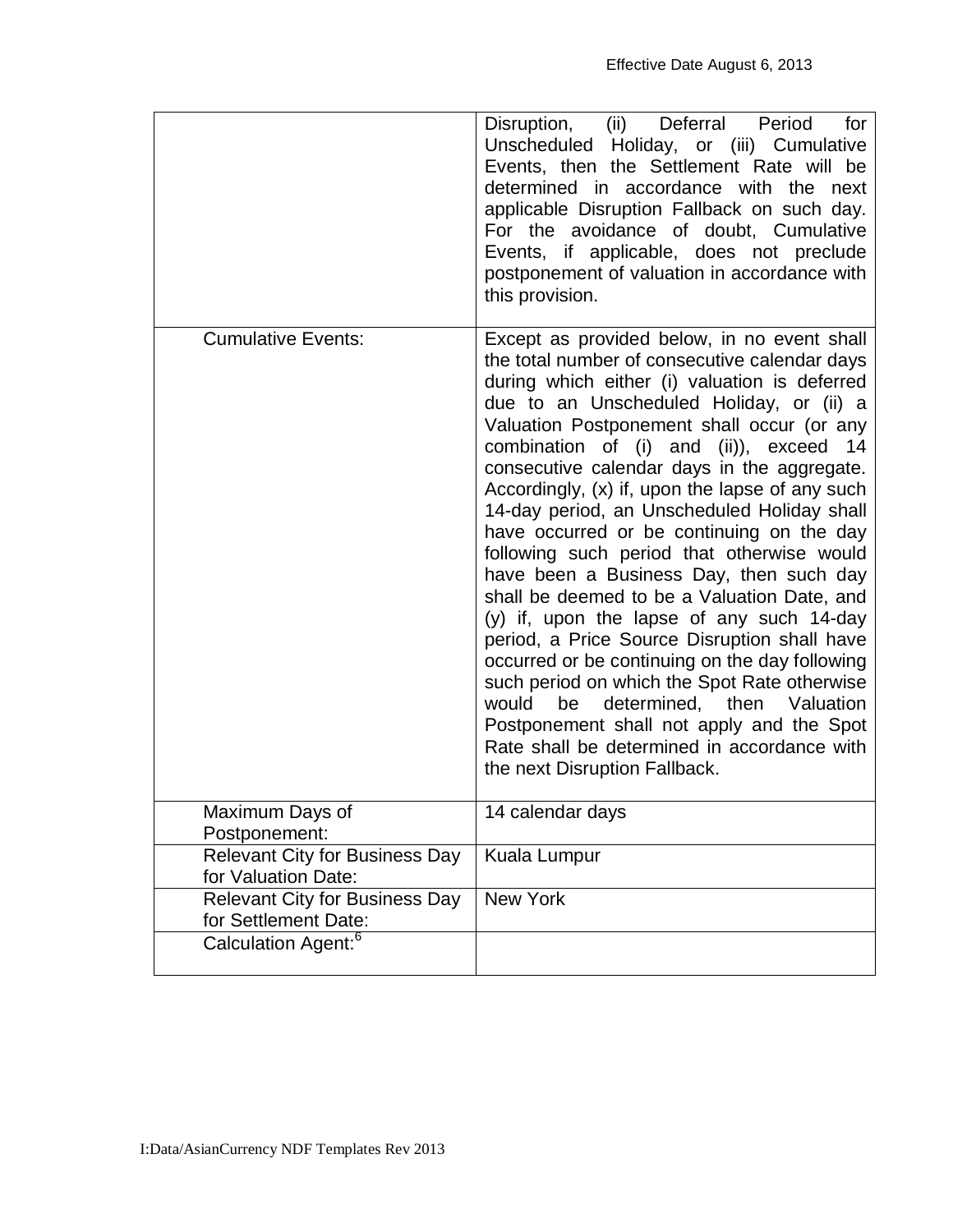| | |
|---|---|
| | Disruption, (ii) Deferral Period for Unscheduled Holiday, or (iii) Cumulative Events, then the Settlement Rate will be determined in accordance with the next applicable Disruption Fallback on such day. For the avoidance of doubt, Cumulative Events, if applicable, does not preclude postponement of valuation in accordance with this provision. |
| Cumulative Events: | Except as provided below, in no event shall the total number of consecutive calendar days during which either (i) valuation is deferred due to an Unscheduled Holiday, or (ii) a Valuation Postponement shall occur (or any combination of (i) and (ii)), exceed 14 consecutive calendar days in the aggregate. Accordingly, (x) if, upon the lapse of any such 14-day period, an Unscheduled Holiday shall have occurred or be continuing on the day following such period that otherwise would have been a Business Day, then such day shall be deemed to be a Valuation Date, and (y) if, upon the lapse of any such 14-day period, a Price Source Disruption shall have occurred or be continuing on the day following such period on which the Spot Rate otherwise would be determined, then Valuation Postponement shall not apply and the Spot Rate shall be determined in accordance with the next Disruption Fallback. |
| Maximum Days of Postponement: | 14 calendar days |
| Relevant City for Business Day for Valuation Date: | Kuala Lumpur |
| Relevant City for Business Day for Settlement Date: | New York |
| Calculation Agent:[6] | |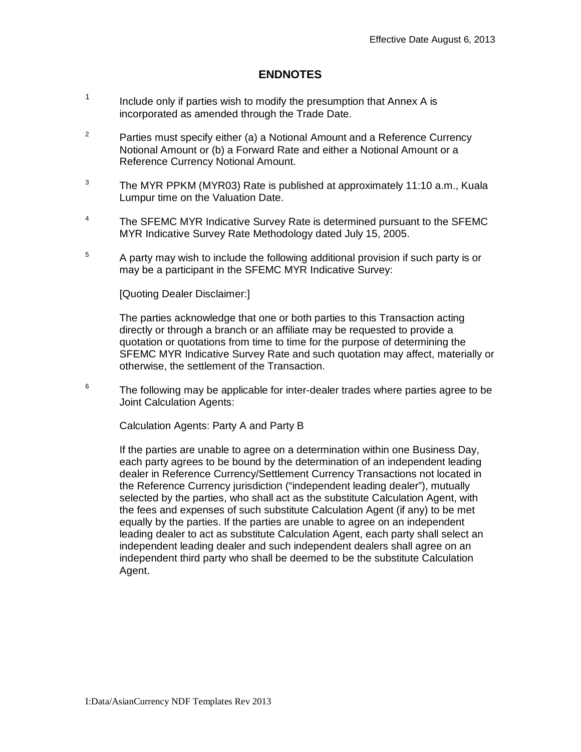## ENDNOTES

[1] Include only if parties wish to modify the presumption that Annex A is incorporated as amended through the Trade Date.

[2] Parties must specify either (a) a Notional Amount and a Reference Currency Notional Amount or (b) a Forward Rate and either a Notional Amount or a Reference Currency Notional Amount.

[3] The MYR PPKM (MYR03) Rate is published at approximately 11:10 a.m., Kuala Lumpur time on the Valuation Date.

[4] The SFEMC MYR Indicative Survey Rate is determined pursuant to the SFEMC MYR Indicative Survey Rate Methodology dated July 15, 2005.

[5] A party may wish to include the following additional provision if such party is or may be a participant in the SFEMC MYR Indicative Survey:

[Quoting Dealer Disclaimer:]

The parties acknowledge that one or both parties to this Transaction acting directly or through a branch or an affiliate may be requested to provide a quotation or quotations from time to time for the purpose of determining the SFEMC MYR Indicative Survey Rate and such quotation may affect, materially or otherwise, the settlement of the Transaction.

[6] The following may be applicable for inter-dealer trades where parties agree to be Joint Calculation Agents:

Calculation Agents: Party A and Party B

If the parties are unable to agree on a determination within one Business Day, each party agrees to be bound by the determination of an independent leading dealer in Reference Currency/Settlement Currency Transactions not located in the Reference Currency jurisdiction ("independent leading dealer"), mutually selected by the parties, who shall act as the substitute Calculation Agent, with the fees and expenses of such substitute Calculation Agent (if any) to be met equally by the parties. If the parties are unable to agree on an independent leading dealer to act as substitute Calculation Agent, each party shall select an independent leading dealer and such independent dealers shall agree on an independent third party who shall be deemed to be the substitute Calculation Agent.